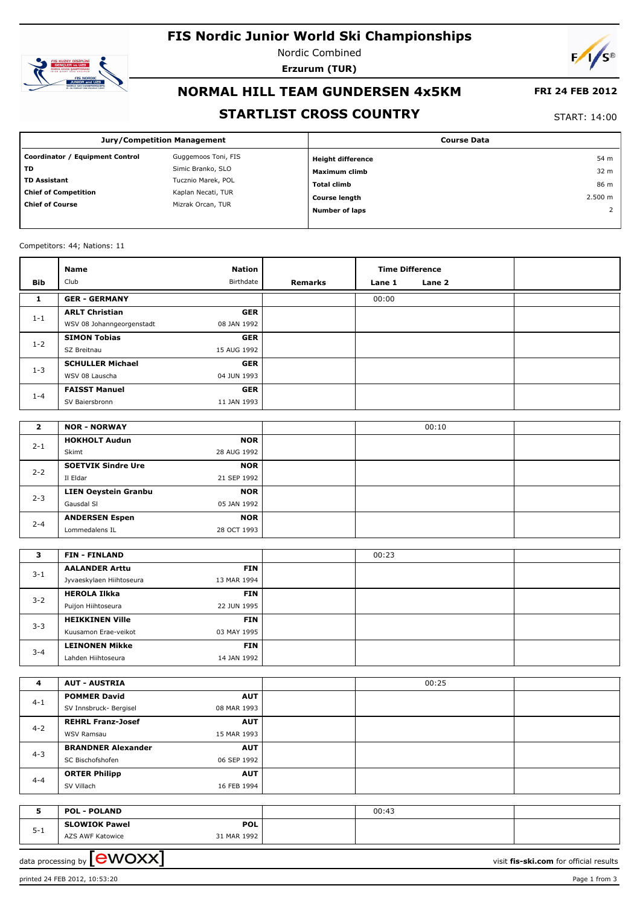# FIS Nordic Junior World Ski Championships

Nordic Combined

**Erzurum (TUR)**

## NORMAL HILL TEAM GUNDERSEN 4x5KM

**FRI 24 FEB 2012**

## STARTLIST CROSS COUNTRY

START: 14:00

| Jury/Competition Management | | Course Data | |
|---|---|---|---|
| **Coordinator / Equipment Control** | Guggemoos Toni, FIS | **Height difference** | 54 m |
| **TD** | Simic Branko, SLO | **Maximum climb** | 32 m |
| **TD Assistant** | Tucznio Marek, POL | **Total climb** | 86 m |
| **Chief of Competition** | Kaplan Necati, TUR | **Course length** | 2.500 m |
| **Chief of Course** | Mizrak Orcan, TUR | **Number of laps** | 2 |

Competitors: 44; Nations: 11

| Bib | Name / Club | Nation / Birthdate | Remarks | Time Difference Lane 1 | Time Difference Lane 2 | |
|---|---|---|---|---|---|---|
| **1** | **GER - GERMANY** | | | 00:00 | | |
| 1-1 | **ARLT Christian** / WSV 08 Johanngeorgenstadt | **GER** / 08 JAN 1992 | | | | |
| 1-2 | **SIMON Tobias** / SZ Breitnau | **GER** / 15 AUG 1992 | | | | |
| 1-3 | **SCHULLER Michael** / WSV 08 Lauscha | **GER** / 04 JUN 1993 | | | | |
| 1-4 | **FAISST Manuel** / SV Baiersbronn | **GER** / 11 JAN 1993 | | | | |
| **2** | **NOR - NORWAY** | | | | 00:10 | |
| 2-1 | **HOKHOLT Audun** / Skimt | **NOR** / 28 AUG 1992 | | | | |
| 2-2 | **SOETVIK Sindre Ure** / Il Eldar | **NOR** / 21 SEP 1992 | | | | |
| 2-3 | **LIEN Oeystein Granbu** / Gausdal Sl | **NOR** / 05 JAN 1992 | | | | |
| 2-4 | **ANDERSEN Espen** / Lommedalens IL | **NOR** / 28 OCT 1993 | | | | |
| **3** | **FIN - FINLAND** | | | 00:23 | | |
| 3-1 | **AALANDER Arttu** / Jyvaeskylaen Hiihtoseura | **FIN** / 13 MAR 1994 | | | | |
| 3-2 | **HEROLA Ilkka** / Puijon Hiihtoseura | **FIN** / 22 JUN 1995 | | | | |
| 3-3 | **HEIKKINEN Ville** / Kuusamon Erae-veikot | **FIN** / 03 MAY 1995 | | | | |
| 3-4 | **LEINONEN Mikke** / Lahden Hiihtoseura | **FIN** / 14 JAN 1992 | | | | |
| **4** | **AUT - AUSTRIA** | | | | 00:25 | |
| 4-1 | **POMMER David** / SV Innsbruck- Bergisel | **AUT** / 08 MAR 1993 | | | | |
| 4-2 | **REHRL Franz-Josef** / WSV Ramsau | **AUT** / 15 MAR 1993 | | | | |
| 4-3 | **BRANDNER Alexander** / SC Bischofshofen | **AUT** / 06 SEP 1992 | | | | |
| 4-4 | **ORTER Philipp** / SV Villach | **AUT** / 16 FEB 1994 | | | | |
| **5** | **POL - POLAND** | | | 00:43 | | |
| 5-1 | **SLOWIOK Pawel** / AZS AWF Katowice | **POL** / 31 MAR 1992 | | | | |

data processing by [ewoxx] visit **fis-ski.com** for official results

printed 24 FEB 2012, 10:53:20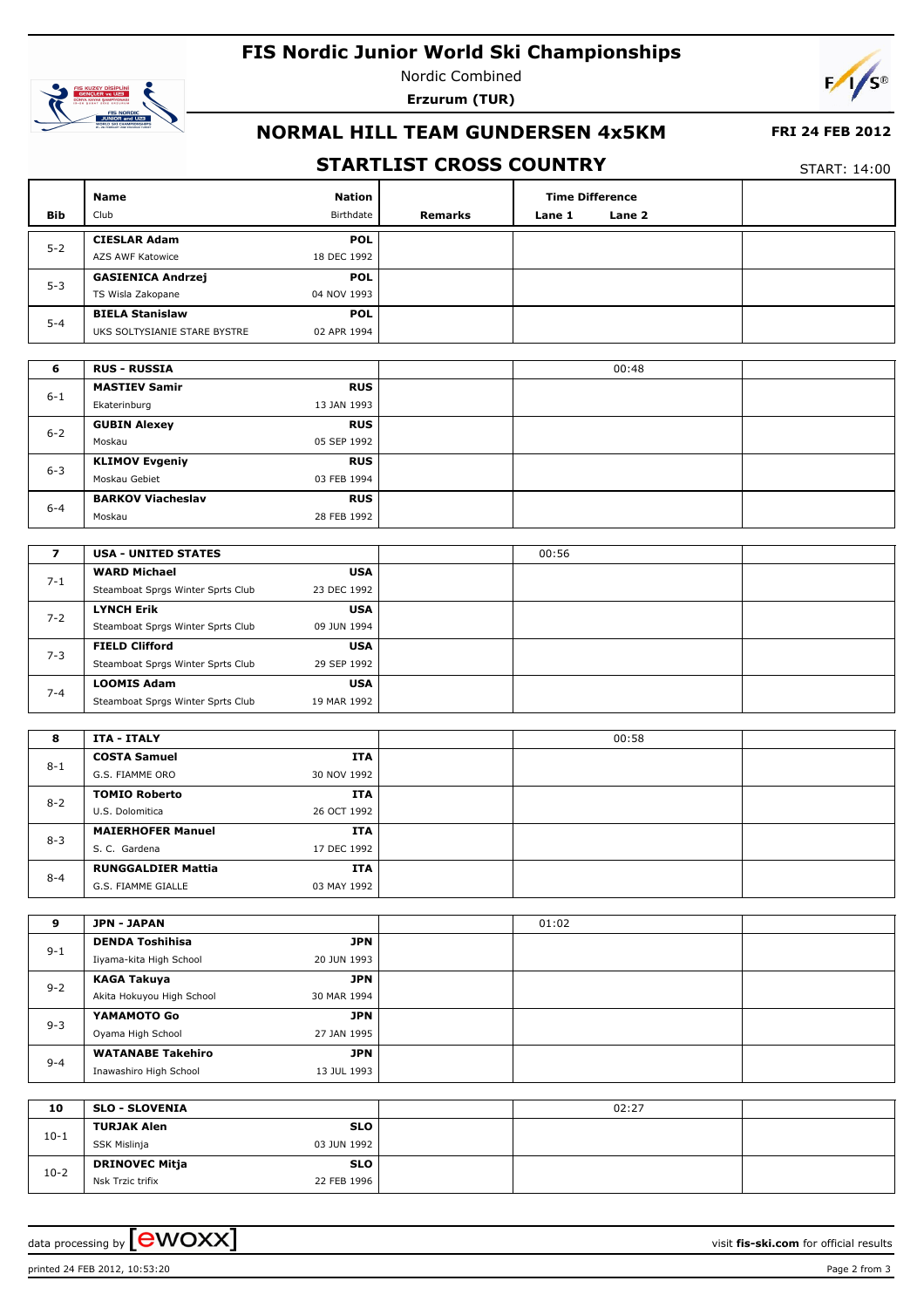# FIS Nordic Junior World Ski Championships

Nordic Combined

**Erzurum (TUR)**

## NORMAL HILL TEAM GUNDERSEN 4x5KM

**FRI 24 FEB 2012**

## STARTLIST CROSS COUNTRY

START: 14:00

| Bib | Name / Club | Nation / Birthdate | Remarks | Time Difference Lane 1 | Time Difference Lane 2 | |
|---|---|---|---|---|---|---|
| 5-2 | **CIESLAR Adam** / AZS AWF Katowice | **POL** / 18 DEC 1992 | | | | |
| 5-3 | **GASIENICA Andrzej** / TS Wisla Zakopane | **POL** / 04 NOV 1993 | | | | |
| 5-4 | **BIELA Stanislaw** / UKS SOLTYSIANIE STARE BYSTRE | **POL** / 02 APR 1994 | | | | |
| **6** | **RUS - RUSSIA** | | | | 00:48 | |
| 6-1 | **MASTIEV Samir** / Ekaterinburg | **RUS** / 13 JAN 1993 | | | | |
| 6-2 | **GUBIN Alexey** / Moskau | **RUS** / 05 SEP 1992 | | | | |
| 6-3 | **KLIMOV Evgeniy** / Moskau Gebiet | **RUS** / 03 FEB 1994 | | | | |
| 6-4 | **BARKOV Viacheslav** / Moskau | **RUS** / 28 FEB 1992 | | | | |
| **7** | **USA - UNITED STATES** | | | 00:56 | | |
| 7-1 | **WARD Michael** / Steamboat Sprgs Winter Sprts Club | **USA** / 23 DEC 1992 | | | | |
| 7-2 | **LYNCH Erik** / Steamboat Sprgs Winter Sprts Club | **USA** / 09 JUN 1994 | | | | |
| 7-3 | **FIELD Clifford** / Steamboat Sprgs Winter Sprts Club | **USA** / 29 SEP 1992 | | | | |
| 7-4 | **LOOMIS Adam** / Steamboat Sprgs Winter Sprts Club | **USA** / 19 MAR 1992 | | | | |
| **8** | **ITA - ITALY** | | | | 00:58 | |
| 8-1 | **COSTA Samuel** / G.S. FIAMME ORO | **ITA** / 30 NOV 1992 | | | | |
| 8-2 | **TOMIO Roberto** / U.S. Dolomitica | **ITA** / 26 OCT 1992 | | | | |
| 8-3 | **MAIERHOFER Manuel** / S. C. Gardena | **ITA** / 17 DEC 1992 | | | | |
| 8-4 | **RUNGGALDIER Mattia** / G.S. FIAMME GIALLE | **ITA** / 03 MAY 1992 | | | | |
| **9** | **JPN - JAPAN** | | | 01:02 | | |
| 9-1 | **DENDA Toshihisa** / Iiyama-kita High School | **JPN** / 20 JUN 1993 | | | | |
| 9-2 | **KAGA Takuya** / Akita Hokuyou High School | **JPN** / 30 MAR 1994 | | | | |
| 9-3 | **YAMAMOTO Go** / Oyama High School | **JPN** / 27 JAN 1995 | | | | |
| 9-4 | **WATANABE Takehiro** / Inawashiro High School | **JPN** / 13 JUL 1993 | | | | |
| **10** | **SLO - SLOVENIA** | | | | 02:27 | |
| 10-1 | **TURJAK Alen** / SSK Mislinja | **SLO** / 03 JUN 1992 | | | | |
| 10-2 | **DRINOVEC Mitja** / Nsk Trzic trifix | **SLO** / 22 FEB 1996 | | | | |

data processing by ewoxx — visit fis-ski.com for official results

printed 24 FEB 2012, 10:53:20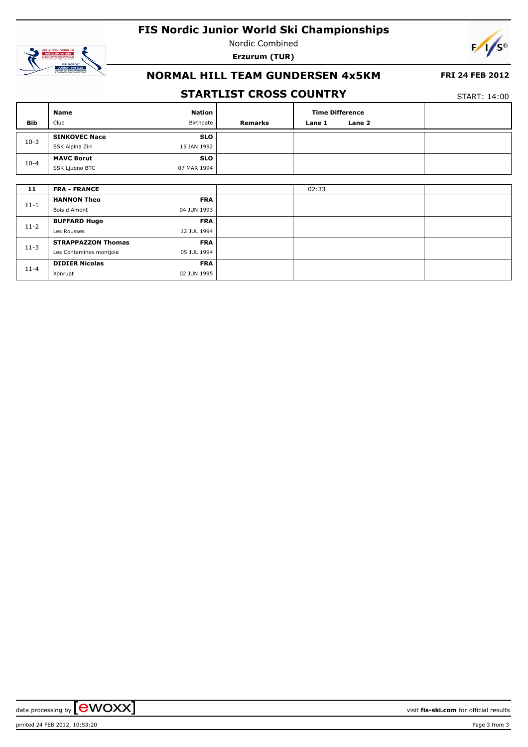# FIS Nordic Junior World Ski Championships

Nordic Combined

**Erzurum (TUR)**

## NORMAL HILL TEAM GUNDERSEN 4x5KM

**FRI 24 FEB 2012**

## STARTLIST CROSS COUNTRY

START: 14:00

| Bib | Name / Club | Nation / Birthdate | Remarks | Time Difference Lane 1 | Lane 2 | |
|---|---|---|---|---|---|---|
| 10-3 | **SINKOVEC Nace**<br>SSK Alpina Ziri | **SLO**<br>15 JAN 1992 | | | | |
| 10-4 | **MAVC Borut**<br>SSK Ljubno BTC | **SLO**<br>07 MAR 1994 | | | | |
| **11** | **FRA - FRANCE** | | | 02:33 | | |
| 11-1 | **HANNON Theo**<br>Bois d Amont | **FRA**<br>04 JUN 1993 | | | | |
| 11-2 | **BUFFARD Hugo**<br>Les Rousses | **FRA**<br>12 JUL 1994 | | | | |
| 11-3 | **STRAPPAZZON Thomas**<br>Les Contamines montjoie | **FRA**<br>05 JUL 1994 | | | | |
| 11-4 | **DIDIER Nicolas**<br>Xonrupt | **FRA**<br>02 JUN 1995 | | | | |

data processing by [ewoxx] visit **fis-ski.com** for official results

printed 24 FEB 2012, 10:53:20